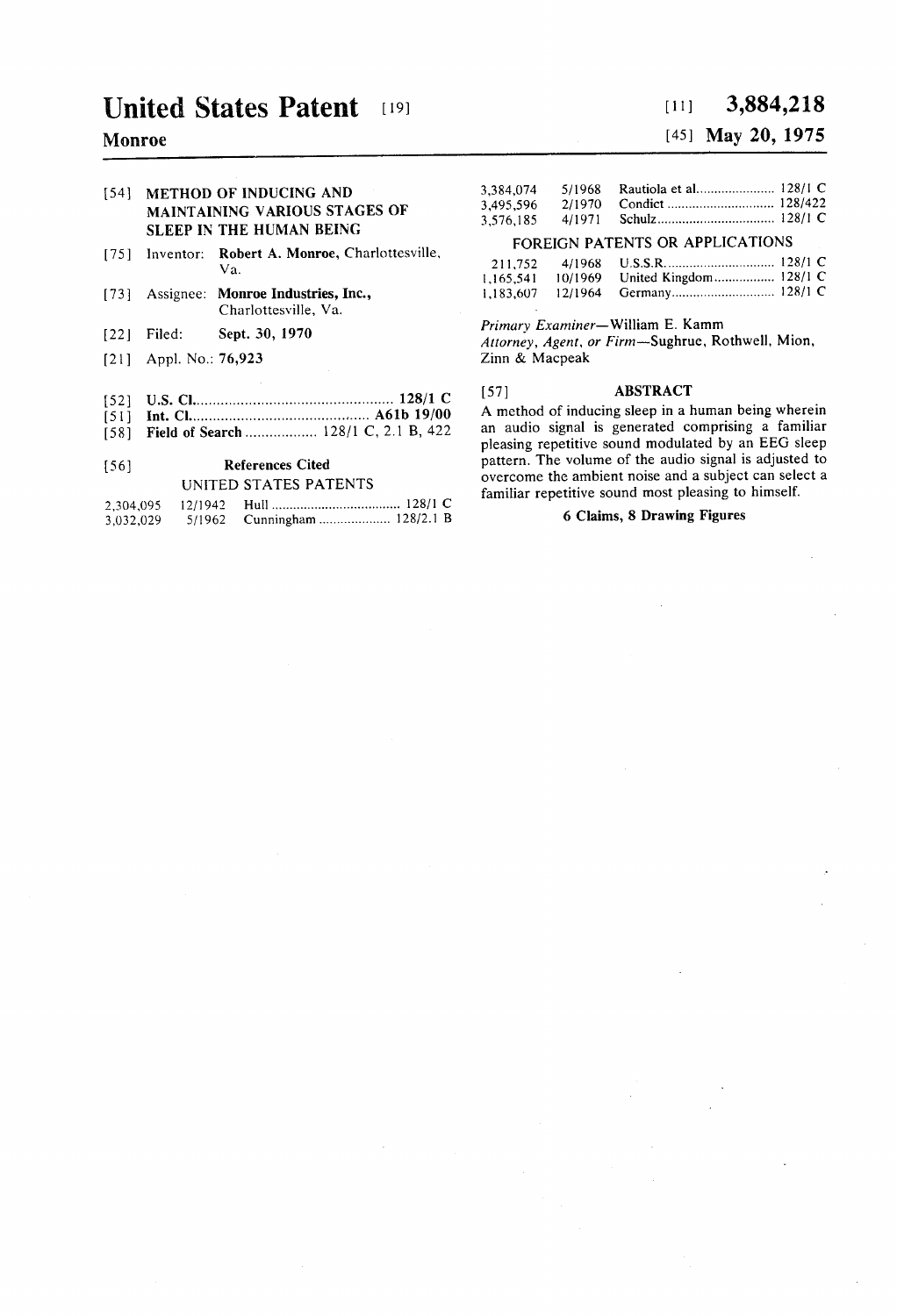# United States Patent [19]

**Monroe**

[11] **3,884,218**

[45] **May 20, 1975**

[54] **METHOD OF INDUCING AND MAINTAINING VARIOUS STAGES OF SLEEP IN THE HUMAN BEING**

[75] Inventor: **Robert A. Monroe**, Charlottesville, Va.

[73] Assignee: **Monroe Industries, Inc.**, Charlottesville, Va.

[22] Filed: **Sept. 30, 1970**

[21] Appl. No.: **76,923**

[52] **U.S. Cl.** .................................................. **128/1 C**

[51] **Int. Cl.** ............................................ **A61b 19/00**

[58] **Field of Search** .................. 128/1 C, 2.1 B, 422

[56] **References Cited**

UNITED STATES PATENTS

| | | | |
|---|---|---|---|
| 2,304,095 | 12/1942 | Hull | 128/1 C |
| 3,032,029 | 5/1962 | Cunningham | 128/2.1 B |
| 3,384,074 | 5/1968 | Rautiola et al. | 128/1 C |
| 3,495,596 | 2/1970 | Condict | 128/422 |
| 3,576,185 | 4/1971 | Schulz | 128/1 C |

FOREIGN PATENTS OR APPLICATIONS

| | | | |
|---|---|---|---|
| 211,752 | 4/1968 | U.S.S.R. | 128/1 C |
| 1,165,541 | 10/1969 | United Kingdom | 128/1 C |
| 1,183,607 | 12/1964 | Germany | 128/1 C |

*Primary Examiner*—William E. Kamm
*Attorney, Agent, or Firm*—Sughrue, Rothwell, Mion, Zinn & Macpeak

[57] **ABSTRACT**

A method of inducing sleep in a human being wherein an audio signal is generated comprising a familiar pleasing repetitive sound modulated by an EEG sleep pattern. The volume of the audio signal is adjusted to overcome the ambient noise and a subject can select a familiar repetitive sound most pleasing to himself.

**6 Claims, 8 Drawing Figures**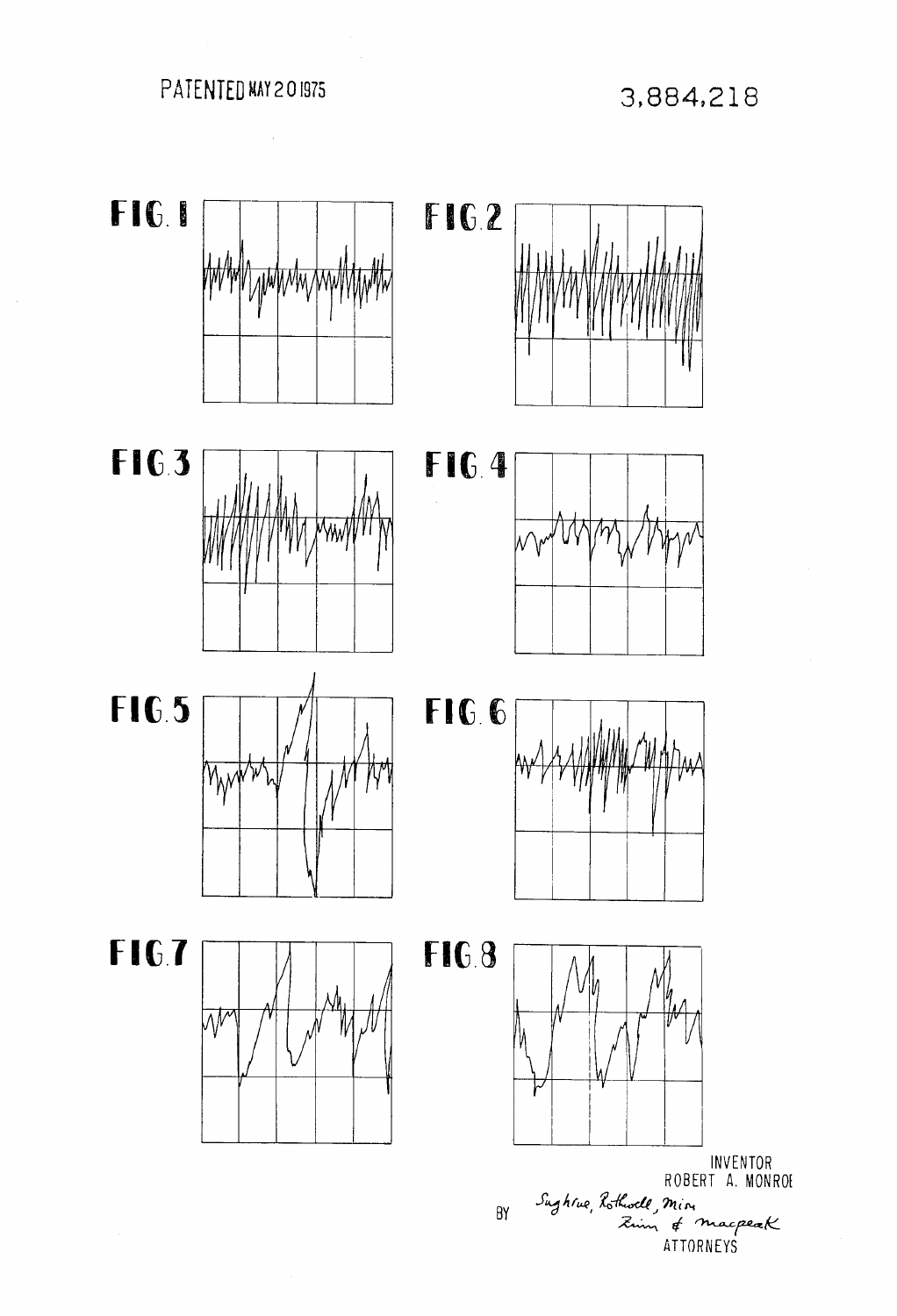PATENTED MAY 20 1975

3,884,218

FIG. 1

FIG. 2

FIG. 3

FIG. 4

FIG. 5

FIG. 6

FIG. 7

FIG. 8

INVENTOR
ROBERT A. MONROE

BY Sughrue, Rothwell, Mion
Zinn & Macpeak
ATTORNEYS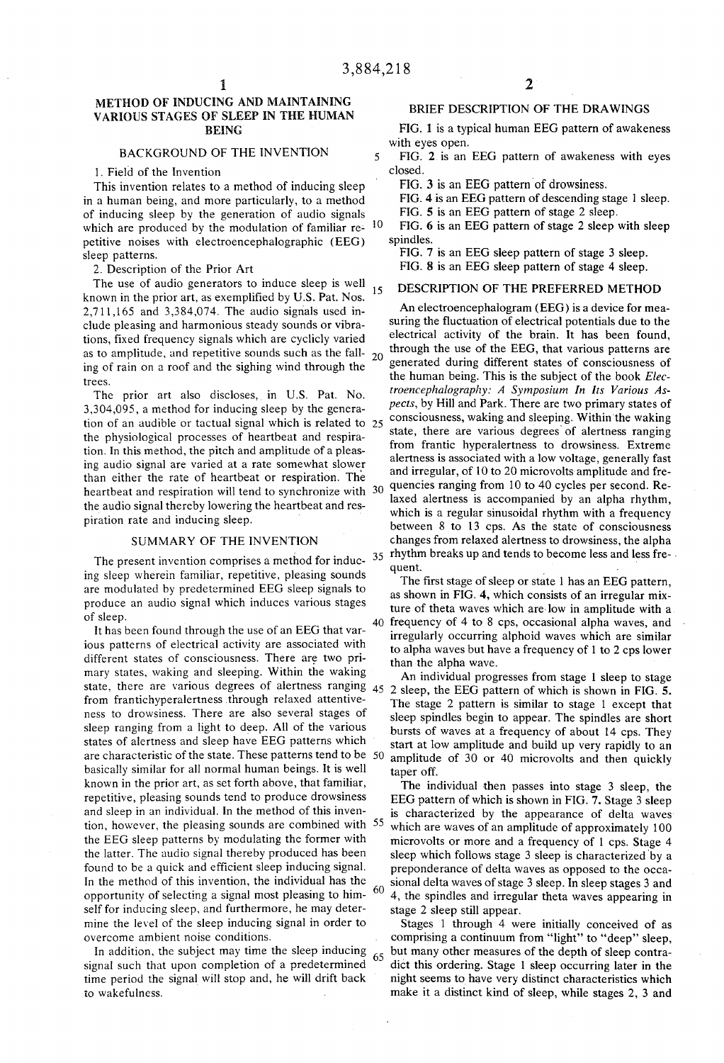# METHOD OF INDUCING AND MAINTAINING VARIOUS STAGES OF SLEEP IN THE HUMAN BEING

## BACKGROUND OF THE INVENTION

1. Field of the Invention

This invention relates to a method of inducing sleep in a human being, and more particularly, to a method of inducing sleep by the generation of audio signals which are produced by the modulation of familiar repetitive noises with electroencephalographic (EEG) sleep patterns.

2. Description of the Prior Art

The use of audio generators to induce sleep is well known in the prior art, as exemplified by U.S. Pat. Nos. 2,711,165 and 3,384,074. The audio signals used include pleasing and harmonious steady sounds or vibrations, fixed frequency signals which are cyclicly varied as to amplitude, and repetitive sounds such as the falling of rain on a roof and the sighing wind through the trees.

The prior art also discloses, in U.S. Pat. No. 3,304,095, a method for inducing sleep by the generation of an audible or tactual signal which is related to the physiological processes of heartbeat and respiration. In this method, the pitch and amplitude of a pleasing audio signal are varied at a rate somewhat slower than either the rate of heartbeat or respiration. The heartbeat and respiration will tend to synchronize with the audio signal thereby lowering the heartbeat and respiration rate and inducing sleep.

## SUMMARY OF THE INVENTION

The present invention comprises a method for inducing sleep wherein familiar, repetitive, pleasing sounds are modulated by predetermined EEG sleep signals to produce an audio signal which induces various stages of sleep.

It has been found through the use of an EEG that various patterns of electrical activity are associated with different states of consciousness. There are two primary states, waking and sleeping. Within the waking state, there are various degrees of alertness ranging from frantichyperalertness through relaxed attentiveness to drowsiness. There are also several stages of sleep ranging from a light to deep. All of the various states of alertness and sleep have EEG patterns which are characteristic of the state. These patterns tend to be basically similar for all normal human beings. It is well known in the prior art, as set forth above, that familiar, repetitive, pleasing sounds tend to produce drowsiness and sleep in an individual. In the method of this invention, however, the pleasing sounds are combined with the EEG sleep patterns by modulating the former with the latter. The audio signal thereby produced has been found to be a quick and efficient sleep inducing signal. In the method of this invention, the individual has the opportunity of selecting a signal most pleasing to himself for inducing sleep, and furthermore, he may determine the level of the sleep inducing signal in order to overcome ambient noise conditions.

In addition, the subject may time the sleep inducing signal such that upon completion of a predetermined time period the signal will stop and, he will drift back to wakefulness.

## BRIEF DESCRIPTION OF THE DRAWINGS

FIG. 1 is a typical human EEG pattern of awakeness with eyes open.

FIG. 2 is an EEG pattern of awakeness with eyes closed.

FIG. 3 is an EEG pattern of drowsiness.

FIG. 4 is an EEG pattern of descending stage 1 sleep.

FIG. 5 is an EEG pattern of stage 2 sleep.

FIG. 6 is an EEG pattern of stage 2 sleep with sleep spindles.

FIG. 7 is an EEG sleep pattern of stage 3 sleep.

FIG. 8 is an EEG sleep pattern of stage 4 sleep.

## DESCRIPTION OF THE PREFERRED METHOD

An electroencephalogram (EEG) is a device for measuring the fluctuation of electrical potentials due to the electrical activity of the brain. It has been found, through the use of the EEG, that various patterns are generated during different states of consciousness of the human being. This is the subject of the book *Electroencephalography: A Symposium In Its Various Aspects*, by Hill and Park. There are two primary states of consciousness, waking and sleeping. Within the waking state, there are various degrees of alertness ranging from frantic hyperalertness to drowsiness. Extreme alertness is associated with a low voltage, generally fast and irregular, of 10 to 20 microvolts amplitude and frequencies ranging from 10 to 40 cycles per second. Relaxed alertness is accompanied by an alpha rhythm, which is a regular sinusoidal rhythm with a frequency between 8 to 13 cps. As the state of consciousness changes from relaxed alertness to drowsiness, the alpha rhythm breaks up and tends to become less and less frequent.

The first stage of sleep or state 1 has an EEG pattern, as shown in FIG. 4, which consists of an irregular mixture of theta waves which are low in amplitude with a frequency of 4 to 8 cps, occasional alpha waves, and irregularly occurring alphoid waves which are similar to alpha waves but have a frequency of 1 to 2 cps lower than the alpha wave.

An individual progresses from stage 1 sleep to stage 2 sleep, the EEG pattern of which is shown in FIG. 5. The stage 2 pattern is similar to stage 1 except that sleep spindles begin to appear. The spindles are short bursts of waves at a frequency of about 14 cps. They start at low amplitude and build up very rapidly to an amplitude of 30 or 40 microvolts and then quickly taper off.

The individual then passes into stage 3 sleep, the EEG pattern of which is shown in FIG. 7. Stage 3 sleep is characterized by the appearance of delta waves which are waves of an amplitude of approximately 100 microvolts or more and a frequency of 1 cps. Stage 4 sleep which follows stage 3 sleep is characterized by a preponderance of delta waves as opposed to the occasional delta waves of stage 3 sleep. In sleep stages 3 and 4, the spindles and irregular theta waves appearing in stage 2 sleep still appear.

Stages 1 through 4 were initially conceived of as comprising a continuum from "light" to "deep" sleep, but many other measures of the depth of sleep contradict this ordering. Stage 1 sleep occurring later in the night seems to have very distinct characteristics which make it a distinct kind of sleep, while stages 2, 3 and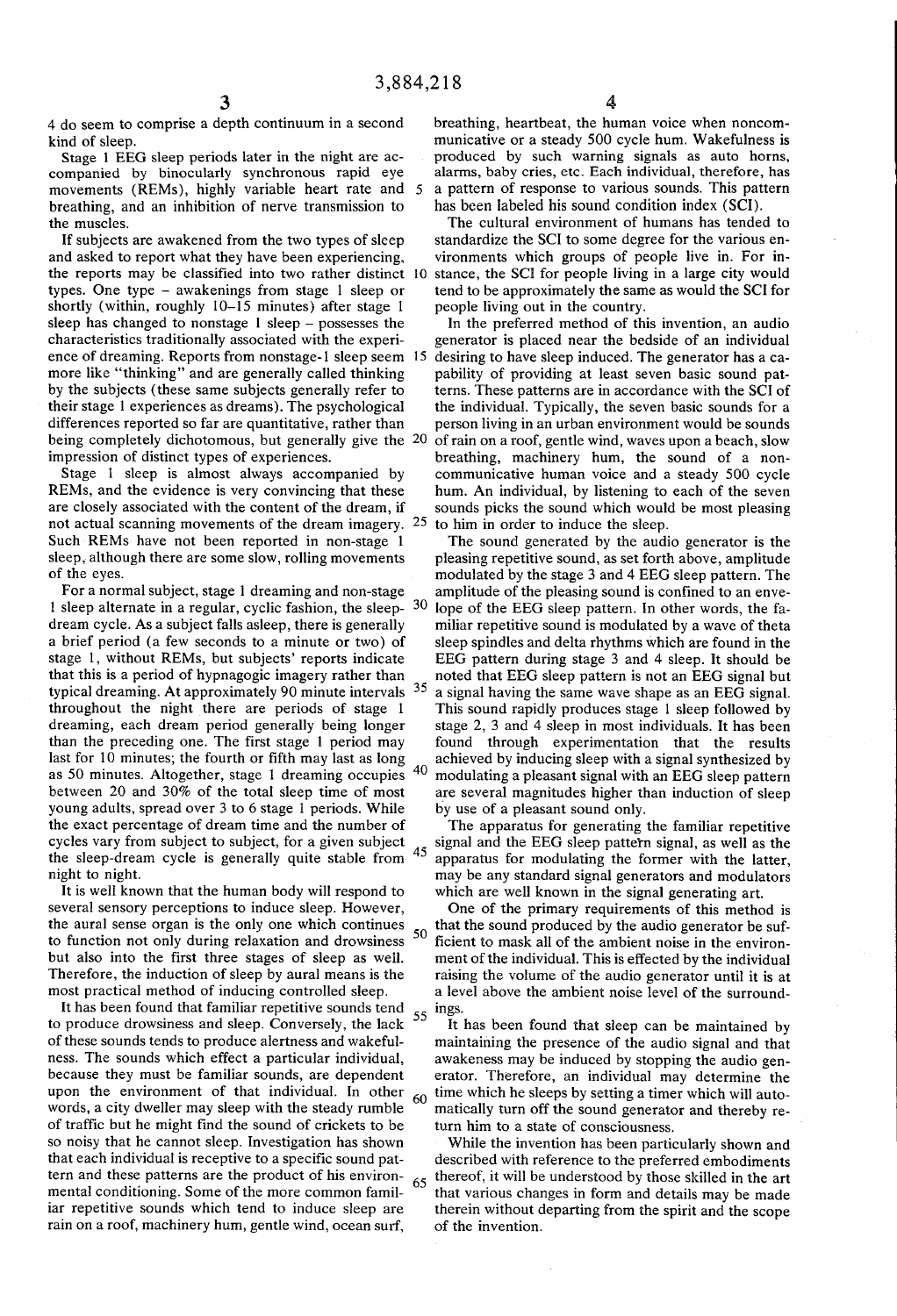4 do seem to comprise a depth continuum in a second kind of sleep.

Stage 1 EEG sleep periods later in the night are accompanied by binocularly synchronous rapid eye movements (REMs), highly variable heart rate and breathing, and an inhibition of nerve transmission to the muscles.

If subjects are awakened from the two types of sleep and asked to report what they have been experiencing, the reports may be classified into two rather distinct types. One type – awakenings from stage 1 sleep or shortly (within, roughly 10–15 minutes) after stage 1 sleep has changed to nonstage 1 sleep – possesses the characteristics traditionally associated with the experience of dreaming. Reports from nonstage-1 sleep seem more like "thinking" and are generally called thinking by the subjects (these same subjects generally refer to their stage 1 experiences as dreams). The psychological differences reported so far are quantitative, rather than being completely dichotomous, but generally give the impression of distinct types of experiences.

Stage 1 sleep is almost always accompanied by REMs, and the evidence is very convincing that these are closely associated with the content of the dream, if not actual scanning movements of the dream imagery. Such REMs have not been reported in non-stage 1 sleep, although there are some slow, rolling movements of the eyes.

For a normal subject, stage 1 dreaming and non-stage 1 sleep alternate in a regular, cyclic fashion, the sleep-dream cycle. As a subject falls asleep, there is generally a brief period (a few seconds to a minute or two) of stage 1, without REMs, but subjects' reports indicate that this is a period of hypnagogic imagery rather than typical dreaming. At approximately 90 minute intervals throughout the night there are periods of stage 1 dreaming, each dream period generally being longer than the preceding one. The first stage 1 period may last for 10 minutes; the fourth or fifth may last as long as 50 minutes. Altogether, stage 1 dreaming occupies between 20 and 30% of the total sleep time of most young adults, spread over 3 to 6 stage 1 periods. While the exact percentage of dream time and the number of cycles vary from subject to subject, for a given subject the sleep-dream cycle is generally quite stable from night to night.

It is well known that the human body will respond to several sensory perceptions to induce sleep. However, the aural sense organ is the only one which continues to function not only during relaxation and drowsiness but also into the first three stages of sleep as well. Therefore, the induction of sleep by aural means is the most practical method of inducing controlled sleep.

It has been found that familiar repetitive sounds tend to produce drowsiness and sleep. Conversely, the lack of these sounds tends to produce alertness and wakefulness. The sounds which effect a particular individual, because they must be familiar sounds, are dependent upon the environment of that individual. In other words, a city dweller may sleep with the steady rumble of traffic but he might find the sound of crickets to be so noisy that he cannot sleep. Investigation has shown that each individual is receptive to a specific sound pattern and these patterns are the product of his environmental conditioning. Some of the more common familiar repetitive sounds which tend to induce sleep are rain on a roof, machinery hum, gentle wind, ocean surf, breathing, heartbeat, the human voice when noncommunicative or a steady 500 cycle hum. Wakefulness is produced by such warning signals as auto horns, alarms, baby cries, etc. Each individual, therefore, has a pattern of response to various sounds. This pattern has been labeled his sound condition index (SCI).

The cultural environment of humans has tended to standardize the SCI to some degree for the various environments which groups of people live in. For instance, the SCI for people living in a large city would tend to be approximately the same as would the SCI for people living out in the country.

In the preferred method of this invention, an audio generator is placed near the bedside of an individual desiring to have sleep induced. The generator has a capability of providing at least seven basic sound patterns. These patterns are in accordance with the SCI of the individual. Typically, the seven basic sounds for a person living in an urban environment would be sounds of rain on a roof, gentle wind, waves upon a beach, slow breathing, machinery hum, the sound of a noncommunicative human voice and a steady 500 cycle hum. An individual, by listening to each of the seven sounds picks the sound which would be most pleasing to him in order to induce the sleep.

The sound generated by the audio generator is the pleasing repetitive sound, as set forth above, amplitude modulated by the stage 3 and 4 EEG sleep pattern. The amplitude of the pleasing sound is confined to an envelope of the EEG sleep pattern. In other words, the familiar repetitive sound is modulated by a wave of theta sleep spindles and delta rhythms which are found in the EEG pattern during stage 3 and 4 sleep. It should be noted that EEG sleep pattern is not an EEG signal but a signal having the same wave shape as an EEG signal. This sound rapidly produces stage 1 sleep followed by stage 2, 3 and 4 sleep in most individuals. It has been found through experimentation that the results achieved by inducing sleep with a signal synthesized by modulating a pleasant signal with an EEG sleep pattern are several magnitudes higher than induction of sleep by use of a pleasant sound only.

The apparatus for generating the familiar repetitive signal and the EEG sleep pattern signal, as well as the apparatus for modulating the former with the latter, may be any standard signal generators and modulators which are well known in the signal generating art.

One of the primary requirements of this method is that the sound produced by the audio generator be sufficient to mask all of the ambient noise in the environment of the individual. This is effected by the individual raising the volume of the audio generator until it is at a level above the ambient noise level of the surroundings.

It has been found that sleep can be maintained by maintaining the presence of the audio signal and that awakeness may be induced by stopping the audio generator. Therefore, an individual may determine the time which he sleeps by setting a timer which will automatically turn off the sound generator and thereby return him to a state of consciousness.

While the invention has been particularly shown and described with reference to the preferred embodiments thereof, it will be understood by those skilled in the art that various changes in form and details may be made therein without departing from the spirit and the scope of the invention.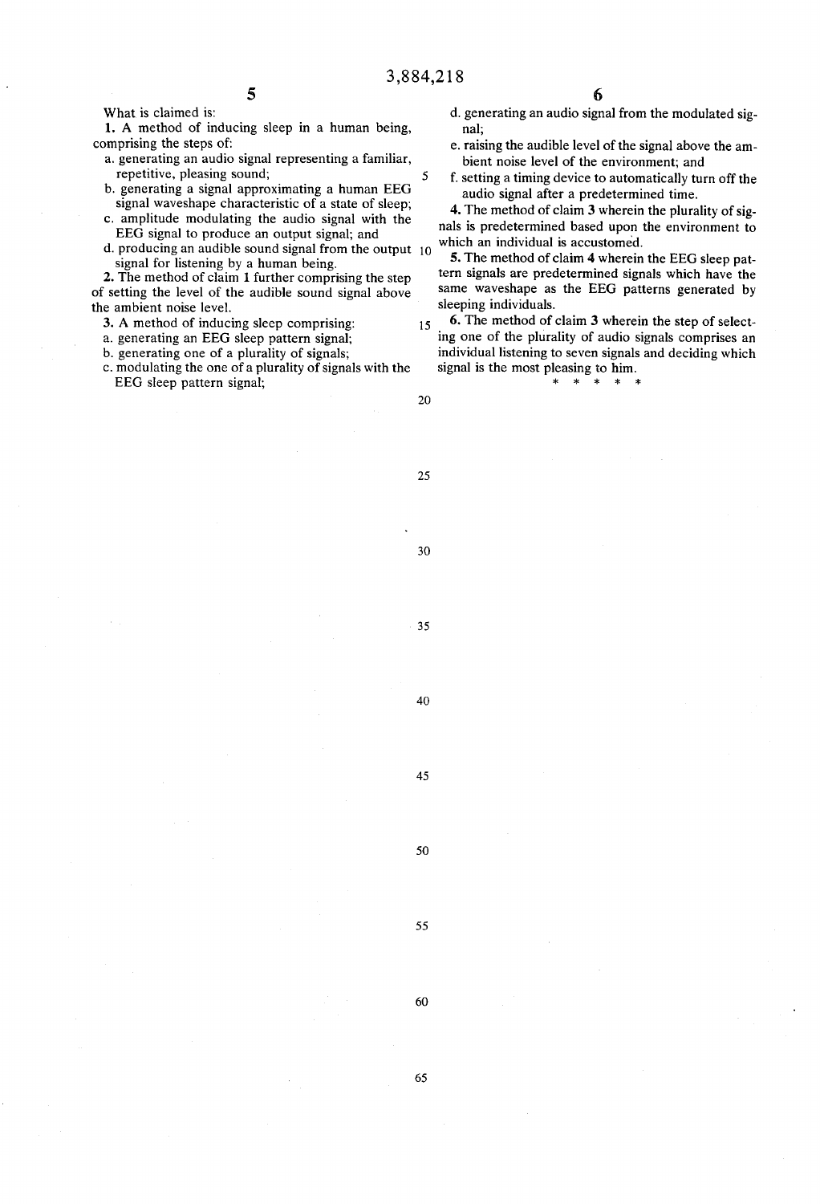What is claimed is:

**1.** A method of inducing sleep in a human being, comprising the steps of:

a. generating an audio signal representing a familiar, repetitive, pleasing sound;

b. generating a signal approximating a human EEG signal waveshape characteristic of a state of sleep;

c. amplitude modulating the audio signal with the EEG signal to produce an output signal; and

d. producing an audible sound signal from the output signal for listening by a human being.

**2.** The method of claim **1** further comprising the step of setting the level of the audible sound signal above the ambient noise level.

**3.** A method of inducing sleep comprising:

a. generating an EEG sleep pattern signal;

b. generating one of a plurality of signals;

c. modulating the one of a plurality of signals with the EEG sleep pattern signal;

d. generating an audio signal from the modulated signal;

e. raising the audible level of the signal above the ambient noise level of the environment; and

f. setting a timing device to automatically turn off the audio signal after a predetermined time.

**4.** The method of claim **3** wherein the plurality of signals is predetermined based upon the environment to which an individual is accustomed.

**5.** The method of claim **4** wherein the EEG sleep pattern signals are predetermined signals which have the same waveshape as the EEG patterns generated by sleeping individuals.

**6.** The method of claim **3** wherein the step of selecting one of the plurality of audio signals comprises an individual listening to seven signals and deciding which signal is the most pleasing to him.

* * * * *